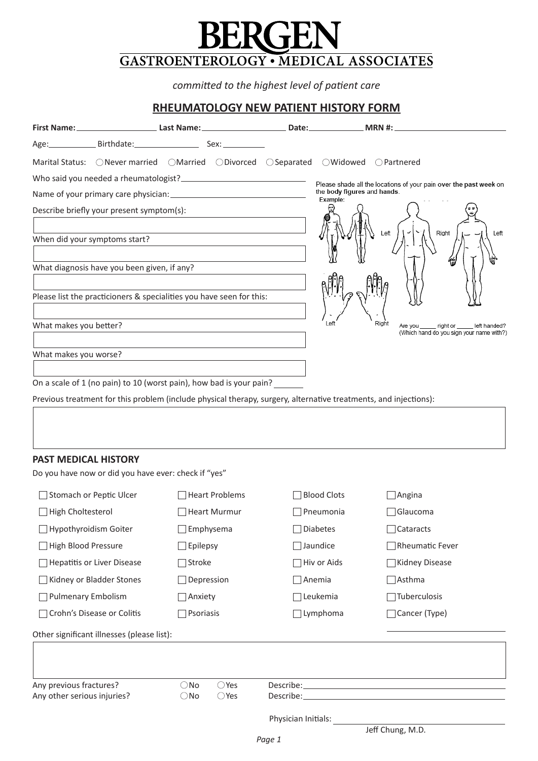# BERGEN
## GASTROENTEROLOGY • MEDICAL ASSOCIATES

*committed to the highest level of patient care*

## RHEUMATOLOGY NEW PATIENT HISTORY FORM

**First Name:** ______________ **Last Name:** ______________ **Date:** __________ **MRN #:** ______________

Age: ________ Birthdate: ____________ Sex: ________

Marital Status: ◯ Never married ◯ Married ◯ Divorced ◯ Separated ◯ Widowed ◯ Partnered

Who said you needed a rheumatologist? ______________________

Name of your primary care physician: ______________________

Describe briefly your present symptom(s):

When did your symptoms start?

What diagnosis have you been given, if any?

Please list the practicioners & specialities you have seen for this:

What makes you better?

What makes you worse?

On a scale of 1 (no pain) to 10 (worst pain), how bad is your pain? ______

Please shade all the locations of your pain over the past week on the body figures and hands.

Example:

Left Right Right Left

Left Right

Are you _____ right or _____ left handed? (Which hand do you sign your name with?)

Previous treatment for this problem (include physical therapy, surgery, alternative treatments, and injections):

## PAST MEDICAL HISTORY

Do you have now or did you have ever: check if "yes"

| | | | |
|---|---|---|---|
| ☐ Stomach or Peptic Ulcer | ☐ Heart Problems | ☐ Blood Clots | ☐ Angina |
| ☐ High Choltesterol | ☐ Heart Murmur | ☐ Pneumonia | ☐ Glaucoma |
| ☐ Hypothyroidism Goiter | ☐ Emphysema | ☐ Diabetes | ☐ Cataracts |
| ☐ High Blood Pressure | ☐ Epilepsy | ☐ Jaundice | ☐ Rheumatic Fever |
| ☐ Hepatitis or Liver Disease | ☐ Stroke | ☐ Hiv or Aids | ☐ Kidney Disease |
| ☐ Kidney or Bladder Stones | ☐ Depression | ☐ Anemia | ☐ Asthma |
| ☐ Pulmenary Embolism | ☐ Anxiety | ☐ Leukemia | ☐ Tuberculosis |
| ☐ Crohn's Disease or Colitis | ☐ Psoriasis | ☐ Lymphoma | ☐ Cancer (Type) ____________ |

Other significant illnesses (please list):

Any previous fractures? ◯ No ◯ Yes Describe: ______________________

Any other serious injuries? ◯ No ◯ Yes Describe: ______________________

Physician Initials: ______________________

Jeff Chung, M.D.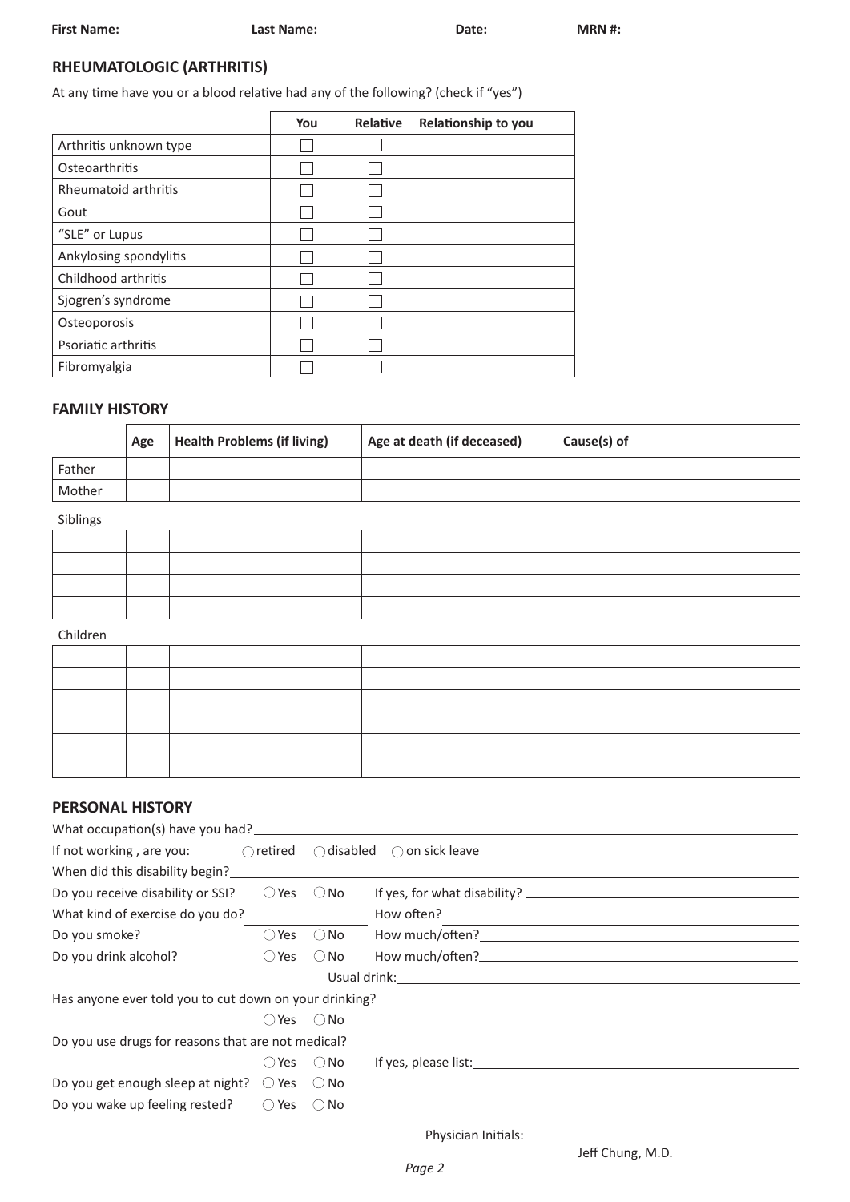**First Name:** \_\_\_\_\_\_\_\_\_\_\_\_\_\_\_\_\_\_ **Last Name:** \_\_\_\_\_\_\_\_\_\_\_\_\_\_\_\_\_\_ **Date:** \_\_\_\_\_\_\_\_\_\_\_\_ **MRN #:** \_\_\_\_\_\_\_\_\_\_\_\_\_\_\_\_\_\_\_\_\_\_\_\_

## RHEUMATOLOGIC (ARTHRITIS)

At any time have you or a blood relative had any of the following? (check if "yes")

| | You | Relative | Relationship to you |
|---|---|---|---|
| Arthritis unknown type | ☐ | ☐ | |
| Osteoarthritis | ☐ | ☐ | |
| Rheumatoid arthritis | ☐ | ☐ | |
| Gout | ☐ | ☐ | |
| "SLE" or Lupus | ☐ | ☐ | |
| Ankylosing spondylitis | ☐ | ☐ | |
| Childhood arthritis | ☐ | ☐ | |
| Sjogren's syndrome | ☐ | ☐ | |
| Osteoporosis | ☐ | ☐ | |
| Psoriatic arthritis | ☐ | ☐ | |
| Fibromyalgia | ☐ | ☐ | |

## FAMILY HISTORY

| | Age | Health Problems (if living) | Age at death (if deceased) | Cause(s) of |
|---|---|---|---|---|
| Father | | | | |
| Mother | | | | |

Siblings

| | | | | |
|---|---|---|---|---|
| | | | | |
| | | | | |
| | | | | |
| | | | | |

Children

| | | | | |
|---|---|---|---|---|
| | | | | |
| | | | | |
| | | | | |
| | | | | |
| | | | | |
| | | | | |

## PERSONAL HISTORY

What occupation(s) have you had? \_\_\_\_\_\_\_\_\_\_\_\_\_\_\_\_\_\_\_\_\_\_\_\_\_\_\_\_\_\_\_\_\_\_\_\_\_\_\_\_

If not working , are you: ◯ retired ◯ disabled ◯ on sick leave

When did this disability begin? \_\_\_\_\_\_\_\_\_\_\_\_\_\_\_\_\_\_\_\_\_\_\_\_\_\_\_\_\_\_\_\_\_\_\_\_\_\_\_\_

Do you receive disability or SSI? ◯ Yes ◯ No If yes, for what disability? \_\_\_\_\_\_\_\_\_\_\_\_\_\_\_\_\_\_\_\_

What kind of exercise do you do? \_\_\_\_\_\_\_\_\_\_ How often? \_\_\_\_\_\_\_\_\_\_\_\_\_\_\_\_\_\_\_\_

Do you smoke? ◯ Yes ◯ No How much/often? \_\_\_\_\_\_\_\_\_\_\_\_\_\_\_\_\_\_\_\_

Do you drink alcohol? ◯ Yes ◯ No How much/often? \_\_\_\_\_\_\_\_\_\_\_\_\_\_\_\_\_\_\_\_

Usual drink: \_\_\_\_\_\_\_\_\_\_\_\_\_\_\_\_\_\_\_\_

Has anyone ever told you to cut down on your drinking?

◯ Yes ◯ No

Do you use drugs for reasons that are not medical?

◯ Yes ◯ No If yes, please list: \_\_\_\_\_\_\_\_\_\_\_\_\_\_\_\_\_\_\_\_

Do you get enough sleep at night? ◯ Yes ◯ No

Do you wake up feeling rested? ◯ Yes ◯ No

Physician Initials: \_\_\_\_\_\_\_\_\_\_\_\_\_\_\_\_\_\_\_\_

Jeff Chung, M.D.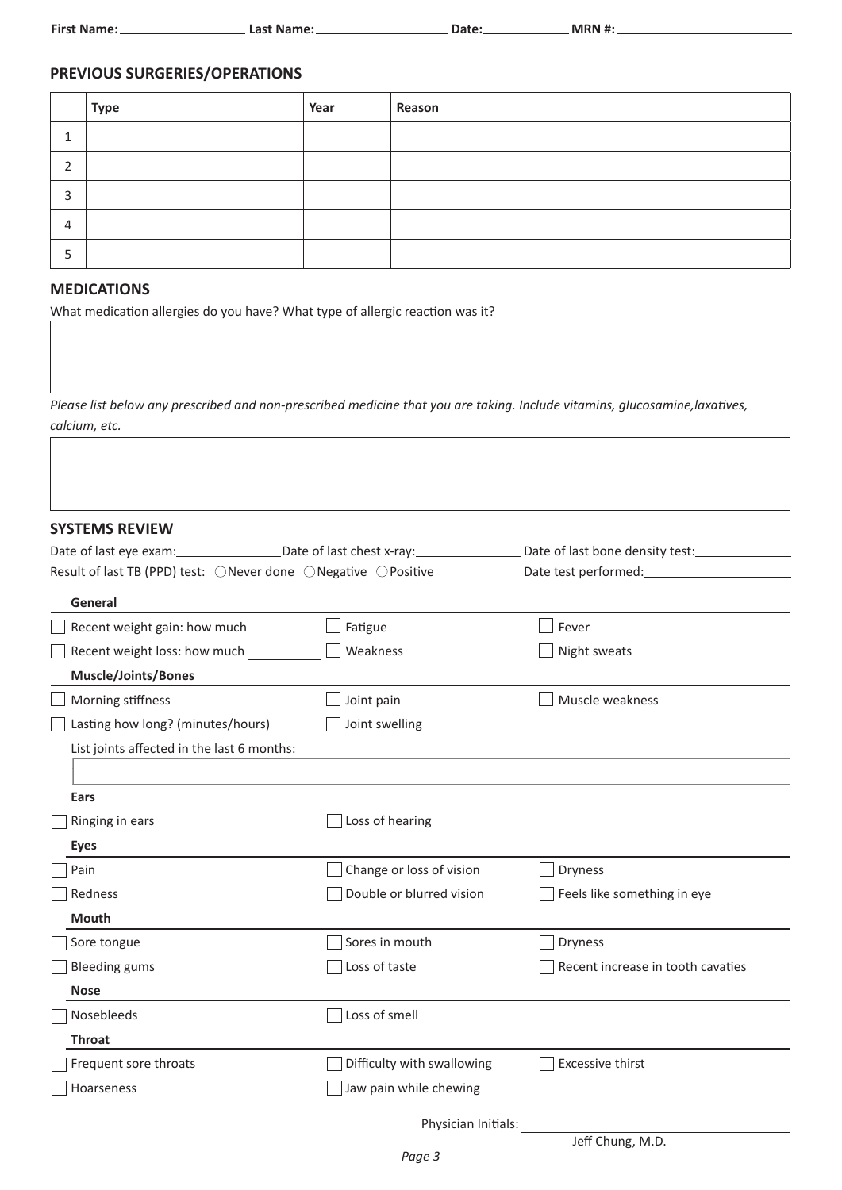First Name:\_\_\_\_\_\_\_\_\_\_ Last Name:\_\_\_\_\_\_\_\_\_\_ Date:\_\_\_\_\_\_\_\_ MRN #:\_\_\_\_\_\_\_\_\_\_

## PREVIOUS SURGERIES/OPERATIONS

| | Type | Year | Reason |
|---|---|---|---|
| 1 | | | |
| 2 | | | |
| 3 | | | |
| 4 | | | |
| 5 | | | |

## MEDICATIONS

What medication allergies do you have? What type of allergic reaction was it?

*Please list below any prescribed and non-prescribed medicine that you are taking. Include vitamins, glucosamine,laxatives, calcium, etc.*

## SYSTEMS REVIEW

Date of last eye exam:\_\_\_\_\_\_\_\_ Date of last chest x-ray:\_\_\_\_\_\_\_\_ Date of last bone density test:\_\_\_\_\_\_\_\_

Result of last TB (PPD) test: ○ Never done ○ Negative ○ Positive Date test performed:\_\_\_\_\_\_\_\_

**General**

- ☐ Recent weight gain: how much\_\_\_\_\_\_\_\_
- ☐ Fatigue
- ☐ Fever
- ☐ Recent weight loss: how much \_\_\_\_\_\_\_\_
- ☐ Weakness
- ☐ Night sweats

**Muscle/Joints/Bones**

- ☐ Morning stiffness
- ☐ Joint pain
- ☐ Muscle weakness
- ☐ Lasting how long? (minutes/hours)
- ☐ Joint swelling

List joints affected in the last 6 months:

**Ears**

- ☐ Ringing in ears
- ☐ Loss of hearing

**Eyes**

- ☐ Pain
- ☐ Change or loss of vision
- ☐ Dryness
- ☐ Redness
- ☐ Double or blurred vision
- ☐ Feels like something in eye

**Mouth**

- ☐ Sore tongue
- ☐ Sores in mouth
- ☐ Dryness
- ☐ Bleeding gums
- ☐ Loss of taste
- ☐ Recent increase in tooth cavaties

**Nose**

- ☐ Nosebleeds
- ☐ Loss of smell

**Throat**

- ☐ Frequent sore throats
- ☐ Difficulty with swallowing
- ☐ Excessive thirst
- ☐ Hoarseness
- ☐ Jaw pain while chewing

Physician Initials: \_\_\_\_\_\_\_\_\_\_

Jeff Chung, M.D.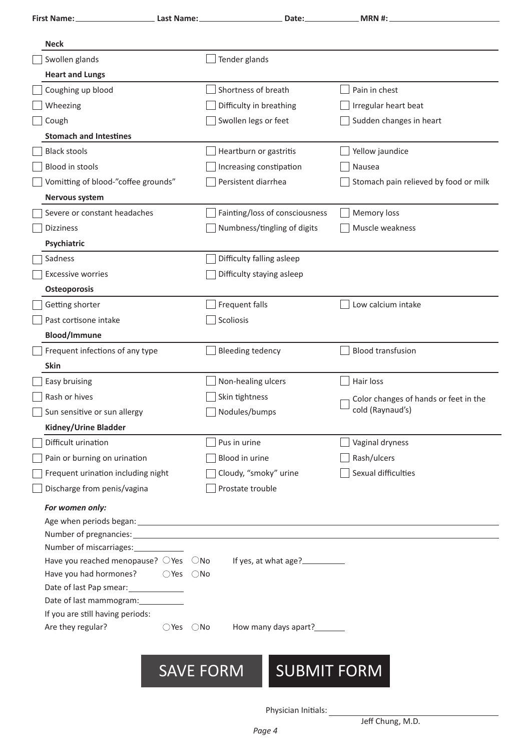**First Name:** ____________ **Last Name:** ____________ **Date:** ____________ **MRN #:** ____________

**Neck**

- [ ] Swollen glands
- [ ] Tender glands

**Heart and Lungs**

- [ ] Coughing up blood
- [ ] Shortness of breath
- [ ] Pain in chest
- [ ] Wheezing
- [ ] Difficulty in breathing
- [ ] Irregular heart beat
- [ ] Cough
- [ ] Swollen legs or feet
- [ ] Sudden changes in heart

**Stomach and Intestines**

- [ ] Black stools
- [ ] Heartburn or gastritis
- [ ] Yellow jaundice
- [ ] Blood in stools
- [ ] Increasing constipation
- [ ] Nausea
- [ ] Vomitting of blood-"coffee grounds"
- [ ] Persistent diarrhea
- [ ] Stomach pain relieved by food or milk

**Nervous system**

- [ ] Severe or constant headaches
- [ ] Fainting/loss of consciousness
- [ ] Memory loss
- [ ] Dizziness
- [ ] Numbness/tingling of digits
- [ ] Muscle weakness

**Psychiatric**

- [ ] Sadness
- [ ] Difficulty falling asleep
- [ ] Excessive worries
- [ ] Difficulty staying asleep

**Osteoporosis**

- [ ] Getting shorter
- [ ] Frequent falls
- [ ] Low calcium intake
- [ ] Past cortisone intake
- [ ] Scoliosis

**Blood/Immune**

- [ ] Frequent infections of any type
- [ ] Bleeding tedency
- [ ] Blood transfusion

**Skin**

- [ ] Easy bruising
- [ ] Non-healing ulcers
- [ ] Hair loss
- [ ] Rash or hives
- [ ] Skin tightness
- [ ] Color changes of hands or feet in the cold (Raynaud's)
- [ ] Sun sensitive or sun allergy
- [ ] Nodules/bumps

**Kidney/Urine Bladder**

- [ ] Difficult urination
- [ ] Pus in urine
- [ ] Vaginal dryness
- [ ] Pain or burning on urination
- [ ] Blood in urine
- [ ] Rash/ulcers
- [ ] Frequent urination including night
- [ ] Cloudy, "smoky" urine
- [ ] Sexual difficulties
- [ ] Discharge from penis/vagina
- [ ] Prostate trouble

***For women only:***

Age when periods began: ____________

Number of pregnancies: ____________

Number of miscarriages: ____________

Have you reached menopause? ○ Yes ○ No    If yes, at what age? ____________

Have you had hormones? ○ Yes ○ No

Date of last Pap smear: ____________

Date of last mammogram: ____________

If you are still having periods:

Are they regular? ○ Yes ○ No    How many days apart? ____________

SAVE FORM    SUBMIT FORM

Physician Initials: ____________

Jeff Chung, M.D.